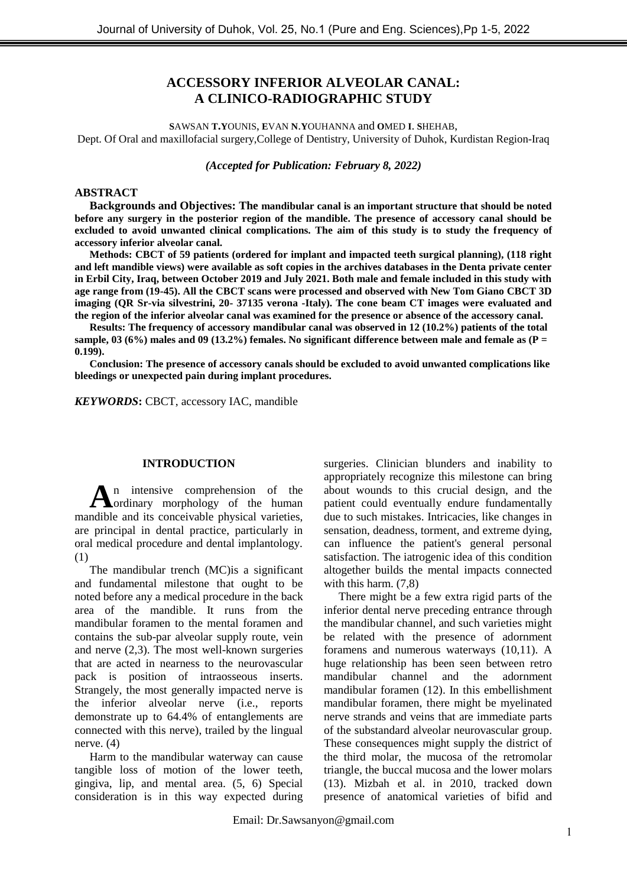# ACCESSORY INFERIOR ALVEOLAR CANAL: A CLINICO-RADIOGRAPHIC STUDY

**S**AWSAN **T.Y**OUNIS, **E**VAN **N.Y**OUHANNA and **O**MED **I**. **S**HEHAB,
Dept. Of Oral and maxillofacial surgery,College of Dentistry, University of Duhok, Kurdistan Region-Iraq

*(Accepted for Publication: February 8, 2022)*

## ABSTRACT

**Backgrounds and Objectives: The mandibular canal is an important structure that should be noted before any surgery in the posterior region of the mandible. The presence of accessory canal should be excluded to avoid unwanted clinical complications. The aim of this study is to study the frequency of accessory inferior alveolar canal.**

**Methods: CBCT of 59 patients (ordered for implant and impacted teeth surgical planning), (118 right and left mandible views) were available as soft copies in the archives databases in the Denta private center in Erbil City, Iraq, between October 2019 and July 2021. Both male and female included in this study with age range from (19-45). All the CBCT scans were processed and observed with New Tom Giano CBCT 3D imaging (QR Sr-via silvestrini, 20- 37135 verona -Italy). The cone beam CT images were evaluated and the region of the inferior alveolar canal was examined for the presence or absence of the accessory canal.**

**Results: The frequency of accessory mandibular canal was observed in 12 (10.2%) patients of the total sample, 03 (6%) males and 09 (13.2%) females. No significant difference between male and female as (P = 0.199).**

**Conclusion: The presence of accessory canals should be excluded to avoid unwanted complications like bleedings or unexpected pain during implant procedures.**

***KEYWORDS*:** CBCT, accessory IAC, mandible

## INTRODUCTION

An intensive comprehension of the ordinary morphology of the human mandible and its conceivable physical varieties, are principal in dental practice, particularly in oral medical procedure and dental implantology. (1)

The mandibular trench (MC)is a significant and fundamental milestone that ought to be noted before any a medical procedure in the back area of the mandible. It runs from the mandibular foramen to the mental foramen and contains the sub-par alveolar supply route, vein and nerve (2,3). The most well-known surgeries that are acted in nearness to the neurovascular pack is position of intraosseous inserts. Strangely, the most generally impacted nerve is the inferior alveolar nerve (i.e., reports demonstrate up to 64.4% of entanglements are connected with this nerve), trailed by the lingual nerve. (4)

Harm to the mandibular waterway can cause tangible loss of motion of the lower teeth, gingiva, lip, and mental area. (5, 6) Special consideration is in this way expected during surgeries. Clinician blunders and inability to appropriately recognize this milestone can bring about wounds to this crucial design, and the patient could eventually endure fundamentally due to such mistakes. Intricacies, like changes in sensation, deadness, torment, and extreme dying, can influence the patient's general personal satisfaction. The iatrogenic idea of this condition altogether builds the mental impacts connected with this harm. (7,8)

There might be a few extra rigid parts of the inferior dental nerve preceding entrance through the mandibular channel, and such varieties might be related with the presence of adornment foramens and numerous waterways (10,11). A huge relationship has been seen between retro mandibular channel and the adornment mandibular foramen (12). In this embellishment mandibular foramen, there might be myelinated nerve strands and veins that are immediate parts of the substandard alveolar neurovascular group. These consequences might supply the district of the third molar, the mucosa of the retromolar triangle, the buccal mucosa and the lower molars (13). Mizbah et al. in 2010, tracked down presence of anatomical varieties of bifid and

Email: Dr.Sawsanyon@gmail.com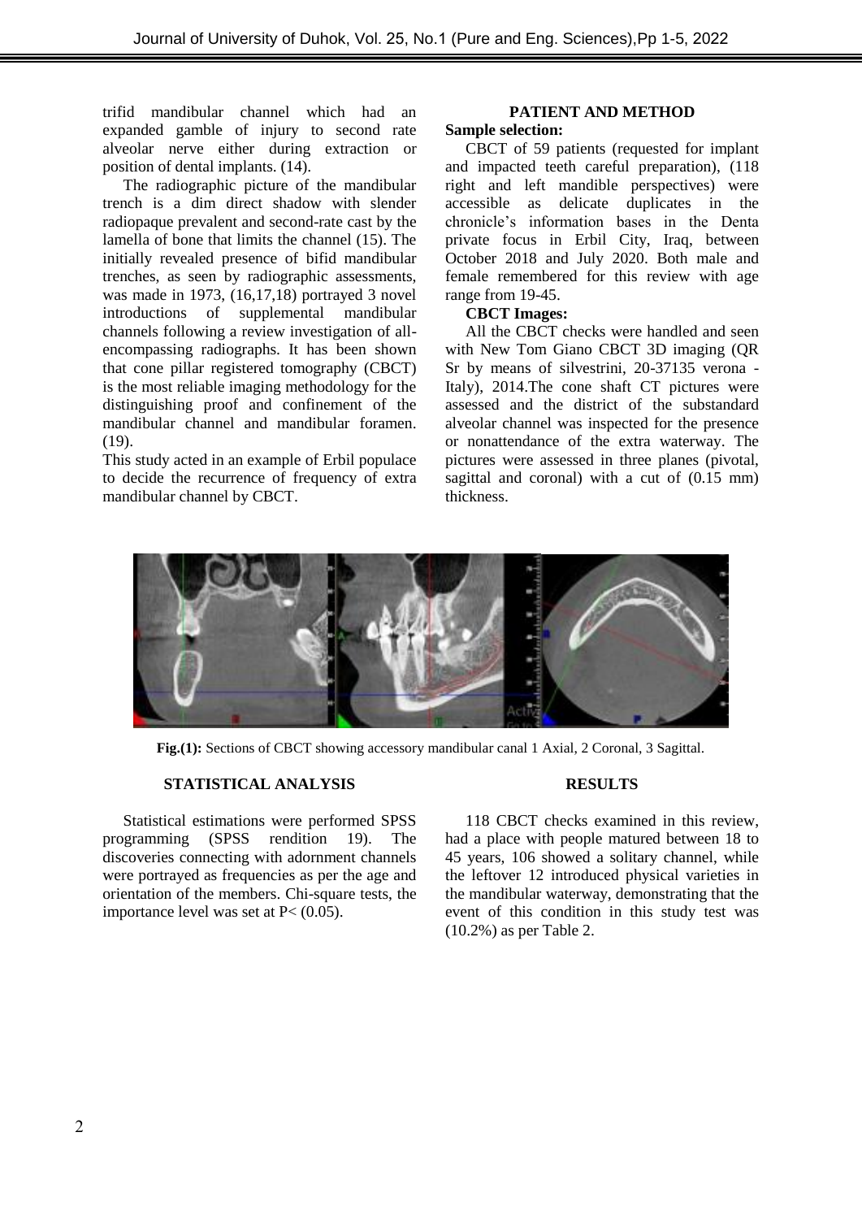trifid mandibular channel which had an expanded gamble of injury to second rate alveolar nerve either during extraction or position of dental implants. (14).

The radiographic picture of the mandibular trench is a dim direct shadow with slender radiopaque prevalent and second-rate cast by the lamella of bone that limits the channel (15). The initially revealed presence of bifid mandibular trenches, as seen by radiographic assessments, was made in 1973, (16,17,18) portrayed 3 novel introductions of supplemental mandibular channels following a review investigation of all-encompassing radiographs. It has been shown that cone pillar registered tomography (CBCT) is the most reliable imaging methodology for the distinguishing proof and confinement of the mandibular channel and mandibular foramen. (19).

This study acted in an example of Erbil populace to decide the recurrence of frequency of extra mandibular channel by CBCT.

## PATIENT AND METHOD

**Sample selection:**

CBCT of 59 patients (requested for implant and impacted teeth careful preparation), (118 right and left mandible perspectives) were accessible as delicate duplicates in the chronicle's information bases in the Denta private focus in Erbil City, Iraq, between October 2018 and July 2020. Both male and female remembered for this review with age range from 19-45.

**CBCT Images:**

All the CBCT checks were handled and seen with New Tom Giano CBCT 3D imaging (QR Sr by means of silvestrini, 20-37135 verona - Italy), 2014.The cone shaft CT pictures were assessed and the district of the substandard alveolar channel was inspected for the presence or nonattendance of the extra waterway. The pictures were assessed in three planes (pivotal, sagittal and coronal) with a cut of (0.15 mm) thickness.

**Fig.(1):** Sections of CBCT showing accessory mandibular canal 1 Axial, 2 Coronal, 3 Sagittal.

## STATISTICAL ANALYSIS

Statistical estimations were performed SPSS programming (SPSS rendition 19). The discoveries connecting with adornment channels were portrayed as frequencies as per the age and orientation of the members. Chi-square tests, the importance level was set at P< (0.05).

## RESULTS

118 CBCT checks examined in this review, had a place with people matured between 18 to 45 years, 106 showed a solitary channel, while the leftover 12 introduced physical varieties in the mandibular waterway, demonstrating that the event of this condition in this study test was (10.2%) as per Table 2.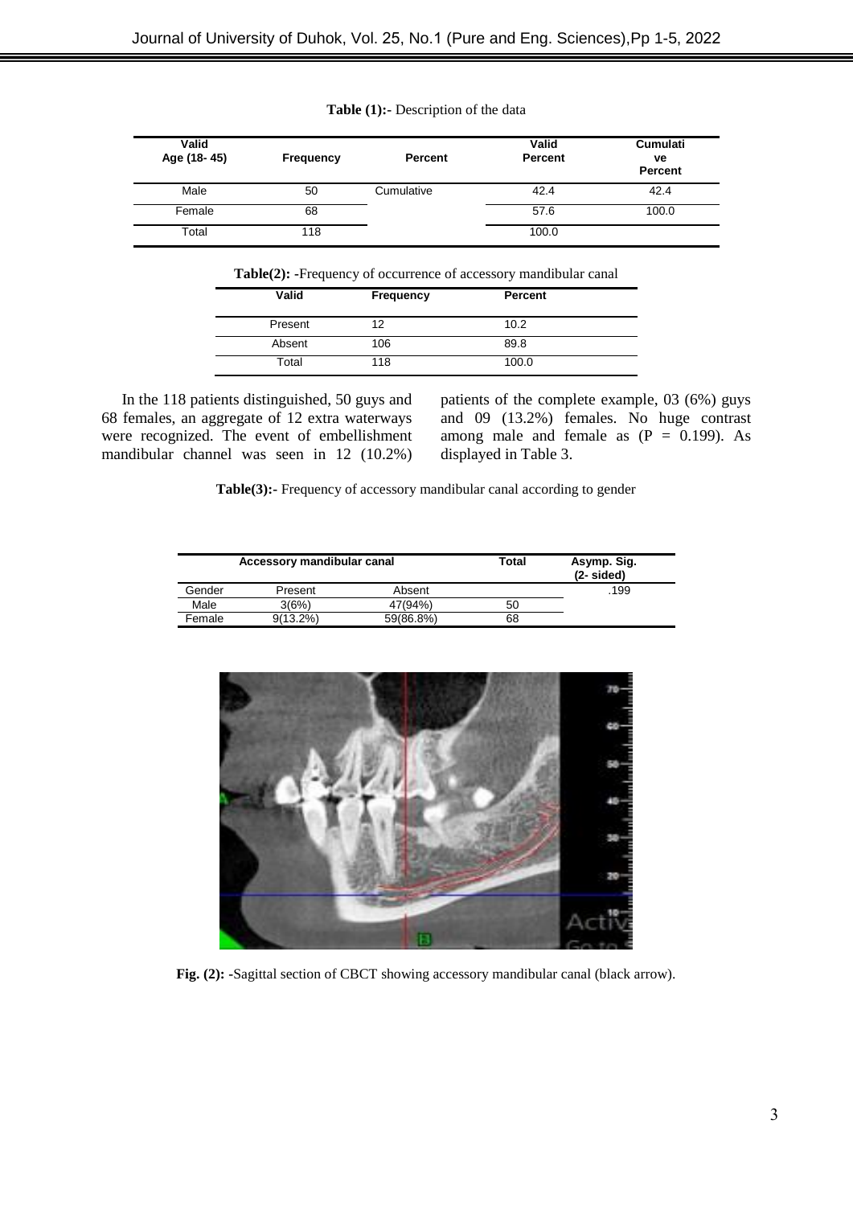**Table (1):-** Description of the data

| Valid Age (18- 45) | Frequency | Percent | Valid Percent | Cumulative Percent |
|---|---|---|---|---|
| Male | 50 | Cumulative | 42.4 | 42.4 |
| Female | 68 | | 57.6 | 100.0 |
| Total | 118 | | 100.0 | |

**Table(2): -**Frequency of occurrence of accessory mandibular canal

| Valid | Frequency | Percent |
|---|---|---|
| Present | 12 | 10.2 |
| Absent | 106 | 89.8 |
| Total | 118 | 100.0 |

In the 118 patients distinguished, 50 guys and 68 females, an aggregate of 12 extra waterways were recognized. The event of embellishment mandibular channel was seen in 12 (10.2%) patients of the complete example, 03 (6%) guys and 09 (13.2%) females. No huge contrast among male and female as (P = 0.199). As displayed in Table 3.

**Table(3):-** Frequency of accessory mandibular canal according to gender

| Accessory mandibular canal | | | Total | Asymp. Sig. (2- sided) |
|---|---|---|---|---|
| Gender | Present | Absent | | .199 |
| Male | 3(6%) | 47(94%) | 50 | |
| Female | 9(13.2%) | 59(86.8%) | 68 | |

**Fig. (2): -**Sagittal section of CBCT showing accessory mandibular canal (black arrow).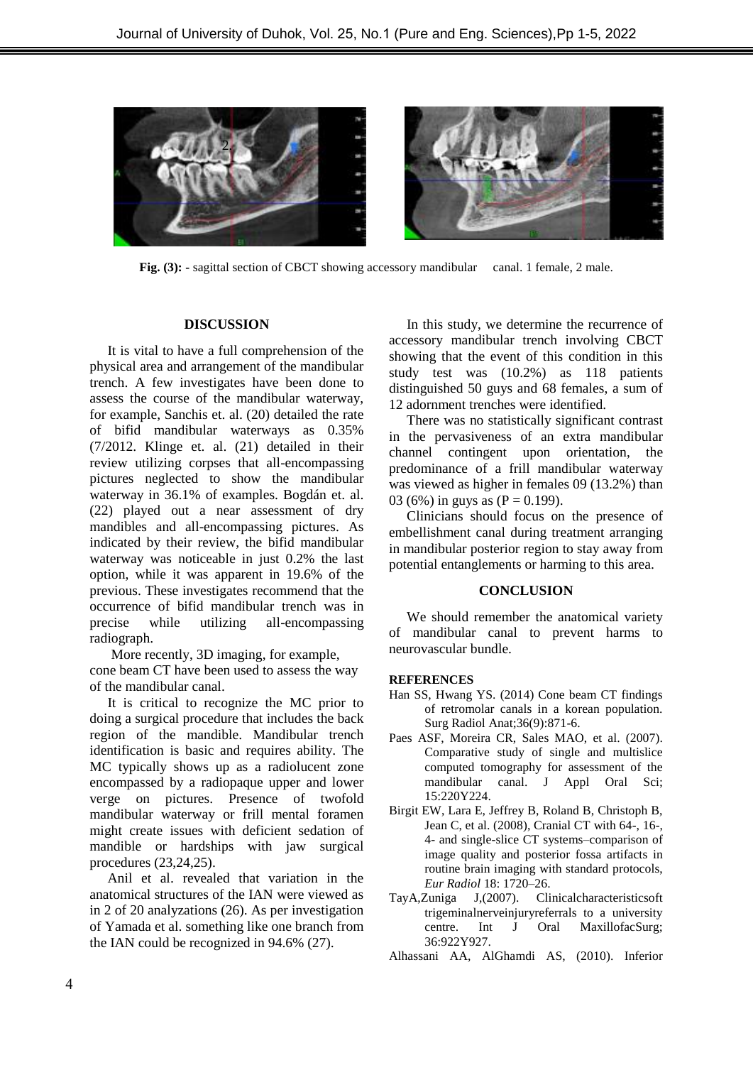Fig. (3): - sagittal section of CBCT showing accessory mandibular canal. 1 female, 2 male.

## DISCUSSION

It is vital to have a full comprehension of the physical area and arrangement of the mandibular trench. A few investigates have been done to assess the course of the mandibular waterway, for example, Sanchis et. al. (20) detailed the rate of bifid mandibular waterways as 0.35% (7/2012. Klinge et. al. (21) detailed in their review utilizing corpses that all-encompassing pictures neglected to show the mandibular waterway in 36.1% of examples. Bogdán et. al. (22) played out a near assessment of dry mandibles and all-encompassing pictures. As indicated by their review, the bifid mandibular waterway was noticeable in just 0.2% the last option, while it was apparent in 19.6% of the previous. These investigates recommend that the occurrence of bifid mandibular trench was in precise while utilizing all-encompassing radiograph.

More recently, 3D imaging, for example, cone beam CT have been used to assess the way of the mandibular canal.

It is critical to recognize the MC prior to doing a surgical procedure that includes the back region of the mandible. Mandibular trench identification is basic and requires ability. The MC typically shows up as a radiolucent zone encompassed by a radiopaque upper and lower verge on pictures. Presence of twofold mandibular waterway or frill mental foramen might create issues with deficient sedation of mandible or hardships with jaw surgical procedures (23,24,25).

Anil et al. revealed that variation in the anatomical structures of the IAN were viewed as in 2 of 20 analyzations (26). As per investigation of Yamada et al. something like one branch from the IAN could be recognized in 94.6% (27).

In this study, we determine the recurrence of accessory mandibular trench involving CBCT showing that the event of this condition in this study test was (10.2%) as 118 patients distinguished 50 guys and 68 females, a sum of 12 adornment trenches were identified.

There was no statistically significant contrast in the pervasiveness of an extra mandibular channel contingent upon orientation, the predominance of a frill mandibular waterway was viewed as higher in females 09 (13.2%) than 03 (6%) in guys as ($P = 0.199$).

Clinicians should focus on the presence of embellishment canal during treatment arranging in mandibular posterior region to stay away from potential entanglements or harming to this area.

## CONCLUSION

We should remember the anatomical variety of mandibular canal to prevent harms to neurovascular bundle.

## REFERENCES

Han SS, Hwang YS. (2014) Cone beam CT findings of retromolar canals in a korean population. Surg Radiol Anat;36(9):871-6.

Paes ASF, Moreira CR, Sales MAO, et al. (2007). Comparative study of single and multislice computed tomography for assessment of the mandibular canal. J Appl Oral Sci; 15:220Y224.

Birgit EW, Lara E, Jeffrey B, Roland B, Christoph B, Jean C, et al. (2008), Cranial CT with 64-, 16-, 4- and single-slice CT systems–comparison of image quality and posterior fossa artifacts in routine brain imaging with standard protocols, *Eur Radiol* 18: 1720–26.

TayA,Zuniga J,(2007). Clinicalcharacteristicsoft trigeminalnerveinjuryreferrals to a university centre. Int J Oral MaxillofacSurg; 36:922Y927.

Alhassani AA, AlGhamdi AS, (2010). Inferior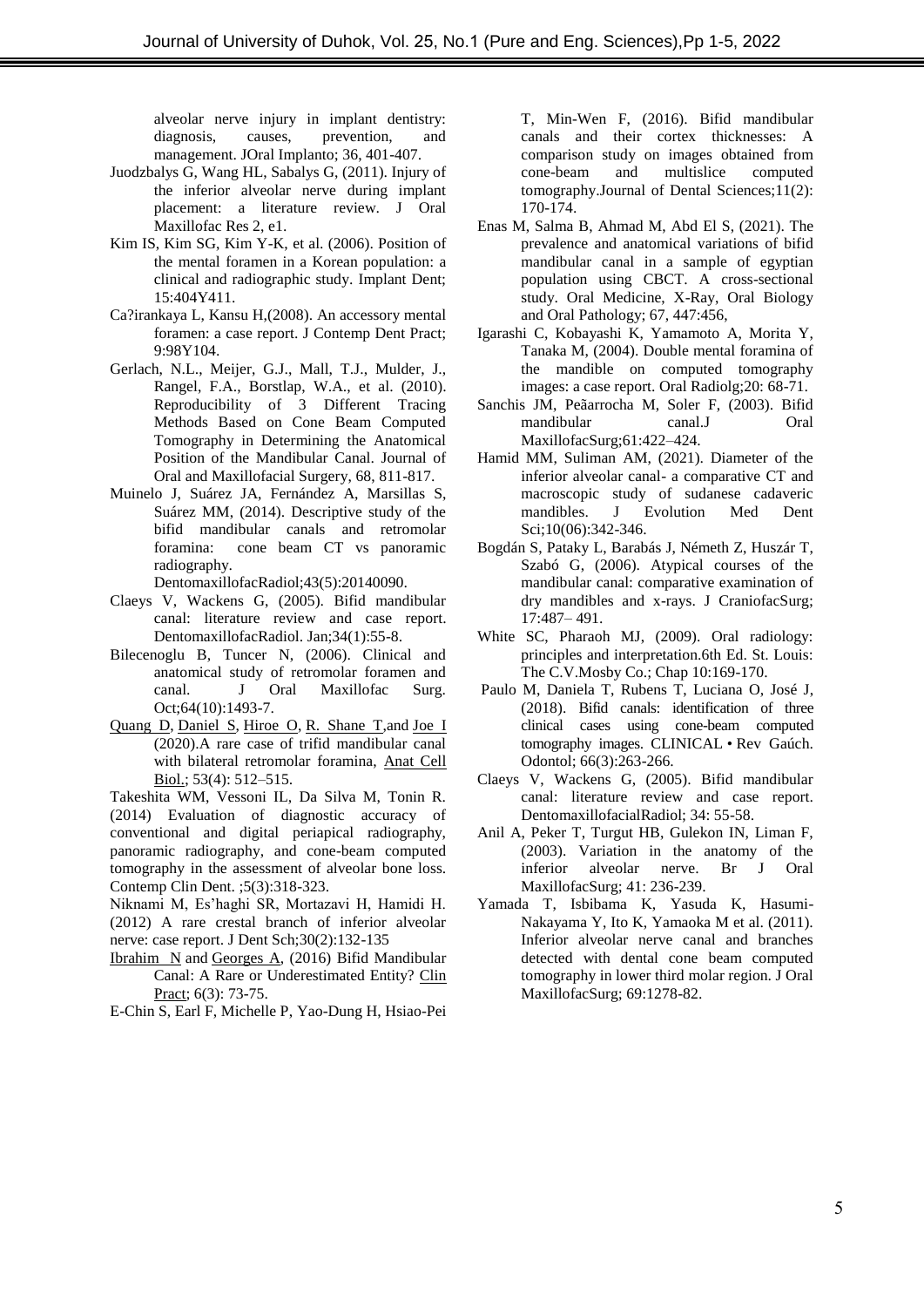alveolar nerve injury in implant dentistry: diagnosis, causes, prevention, and management. JOral Implanto; 36, 401-407.

Juodzbalys G, Wang HL, Sabalys G, (2011). Injury of the inferior alveolar nerve during implant placement: a literature review. J Oral Maxillofac Res 2, e1.

Kim IS, Kim SG, Kim Y-K, et al. (2006). Position of the mental foramen in a Korean population: a clinical and radiographic study. Implant Dent; 15:404Y411.

Ca?irankaya L, Kansu H,(2008). An accessory mental foramen: a case report. J Contemp Dent Pract; 9:98Y104.

Gerlach, N.L., Meijer, G.J., Mall, T.J., Mulder, J., Rangel, F.A., Borstlap, W.A., et al. (2010). Reproducibility of 3 Different Tracing Methods Based on Cone Beam Computed Tomography in Determining the Anatomical Position of the Mandibular Canal. Journal of Oral and Maxillofacial Surgery, 68, 811-817.

Muinelo J, Suárez JA, Fernández A, Marsillas S, Suárez MM, (2014). Descriptive study of the bifid mandibular canals and retromolar foramina: cone beam CT vs panoramic radiography. DentomaxillofacRadiol;43(5):20140090.

Claeys V, Wackens G, (2005). Bifid mandibular canal: literature review and case report. DentomaxillofacRadiol. Jan;34(1):55-8.

Bilecenoglu B, Tuncer N, (2006). Clinical and anatomical study of retromolar foramen and canal. J Oral Maxillofac Surg. Oct;64(10):1493-7.

Quang D, Daniel S, Hiroe O, R. Shane T, and Joe I (2020).A rare case of trifid mandibular canal with bilateral retromolar foramina, Anat Cell Biol.; 53(4): 512–515.

Takeshita WM, Vessoni IL, Da Silva M, Tonin R. (2014) Evaluation of diagnostic accuracy of conventional and digital periapical radiography, panoramic radiography, and cone-beam computed tomography in the assessment of alveolar bone loss. Contemp Clin Dent. ;5(3):318-323.

Niknami M, Es'haghi SR, Mortazavi H, Hamidi H. (2012) A rare crestal branch of inferior alveolar nerve: case report. J Dent Sch;30(2):132-135

Ibrahim N and Georges A, (2016) Bifid Mandibular Canal: A Rare or Underestimated Entity? Clin Pract; 6(3): 73-75.

E-Chin S, Earl F, Michelle P, Yao-Dung H, Hsiao-Pei T, Min-Wen F, (2016). Bifid mandibular canals and their cortex thicknesses: A comparison study on images obtained from cone-beam and multislice computed tomography.Journal of Dental Sciences;11(2): 170-174.

Enas M, Salma B, Ahmad M, Abd El S, (2021). The prevalence and anatomical variations of bifid mandibular canal in a sample of egyptian population using CBCT. A cross-sectional study. Oral Medicine, X-Ray, Oral Biology and Oral Pathology; 67, 447:456,

Igarashi C, Kobayashi K, Yamamoto A, Morita Y, Tanaka M, (2004). Double mental foramina of the mandible on computed tomography images: a case report. Oral Radiolg;20: 68-71.

Sanchis JM, Peãarrocha M, Soler F, (2003). Bifid mandibular canal.J Oral MaxillofacSurg;61:422–424.

Hamid MM, Suliman AM, (2021). Diameter of the inferior alveolar canal- a comparative CT and macroscopic study of sudanese cadaveric mandibles. J Evolution Med Dent Sci;10(06):342-346.

Bogdán S, Pataky L, Barabás J, Németh Z, Huszár T, Szabó G, (2006). Atypical courses of the mandibular canal: comparative examination of dry mandibles and x-rays. J CraniofacSurg; 17:487– 491.

White SC, Pharaoh MJ, (2009). Oral radiology: principles and interpretation.6th Ed. St. Louis: The C.V.Mosby Co.; Chap 10:169-170.

Paulo M, Daniela T, Rubens T, Luciana O, José J, (2018). Bifid canals: identification of three clinical cases using cone-beam computed tomography images. CLINICAL • Rev Gaúch. Odontol; 66(3):263-266.

Claeys V, Wackens G, (2005). Bifid mandibular canal: literature review and case report. DentomaxillofacialRadiol; 34: 55-58.

Anil A, Peker T, Turgut HB, Gulekon IN, Liman F, (2003). Variation in the anatomy of the inferior alveolar nerve. Br J Oral MaxillofacSurg; 41: 236-239.

Yamada T, Isbibama K, Yasuda K, Hasumi-Nakayama Y, Ito K, Yamaoka M et al. (2011). Inferior alveolar nerve canal and branches detected with dental cone beam computed tomography in lower third molar region. J Oral MaxillofacSurg; 69:1278-82.